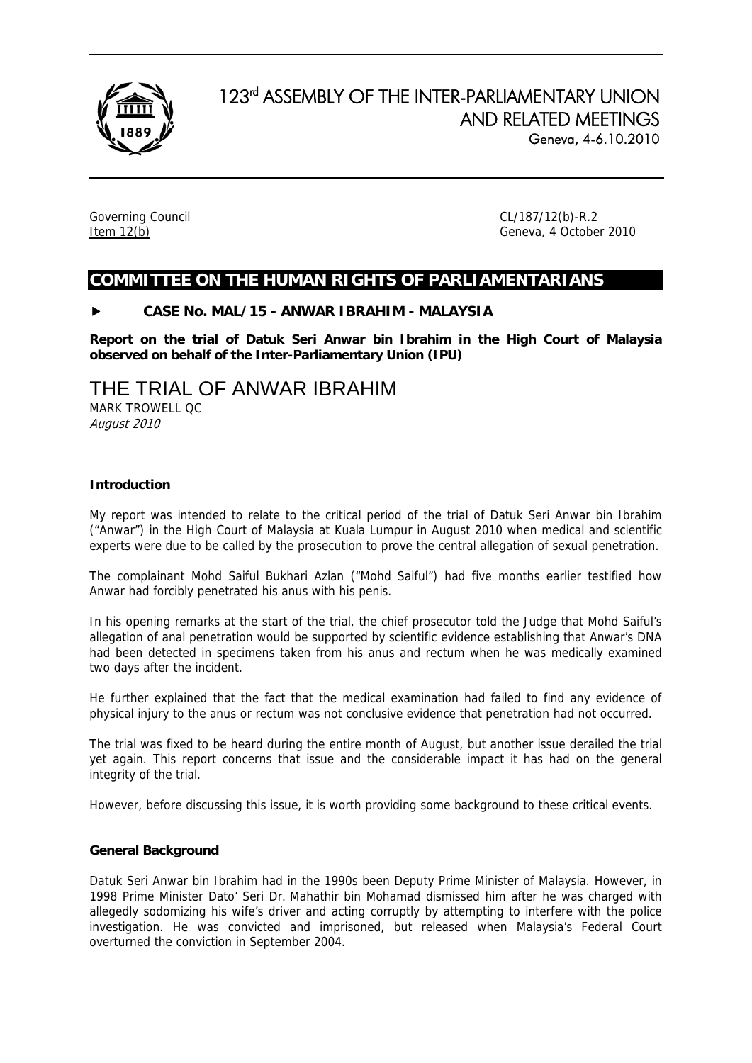# 123rd ASSEMBLY OF THE INTER-PARLIAMENTARY UNION AND RELATED MEETINGS

Geneva, 4-6.10.2010

Governing Council
Item 12(b)

CL/187/12(b)-R.2
Geneva, 4 October 2010

## COMMITTEE ON THE HUMAN RIGHTS OF PARLIAMENTARIANS

► **CASE No. MAL/15 - ANWAR IBRAHIM - MALAYSIA**

**Report on the trial of Datuk Seri Anwar bin Ibrahim in the High Court of Malaysia observed on behalf of the Inter-Parliamentary Union (IPU)**

# THE TRIAL OF ANWAR IBRAHIM

MARK TROWELL QC
*August 2010*

### Introduction

My report was intended to relate to the critical period of the trial of Datuk Seri Anwar bin Ibrahim ("Anwar") in the High Court of Malaysia at Kuala Lumpur in August 2010 when medical and scientific experts were due to be called by the prosecution to prove the central allegation of sexual penetration.

The complainant Mohd Saiful Bukhari Azlan ("Mohd Saiful") had five months earlier testified how Anwar had forcibly penetrated his anus with his penis.

In his opening remarks at the start of the trial, the chief prosecutor told the Judge that Mohd Saiful's allegation of anal penetration would be supported by scientific evidence establishing that Anwar's DNA had been detected in specimens taken from his anus and rectum when he was medically examined two days after the incident.

He further explained that the fact that the medical examination had failed to find any evidence of physical injury to the anus or rectum was not conclusive evidence that penetration had not occurred.

The trial was fixed to be heard during the entire month of August, but another issue derailed the trial yet again. This report concerns that issue and the considerable impact it has had on the general integrity of the trial.

However, before discussing this issue, it is worth providing some background to these critical events.

### General Background

Datuk Seri Anwar bin Ibrahim had in the 1990s been Deputy Prime Minister of Malaysia. However, in 1998 Prime Minister Dato' Seri Dr. Mahathir bin Mohamad dismissed him after he was charged with allegedly sodomizing his wife's driver and acting corruptly by attempting to interfere with the police investigation. He was convicted and imprisoned, but released when Malaysia's Federal Court overturned the conviction in September 2004.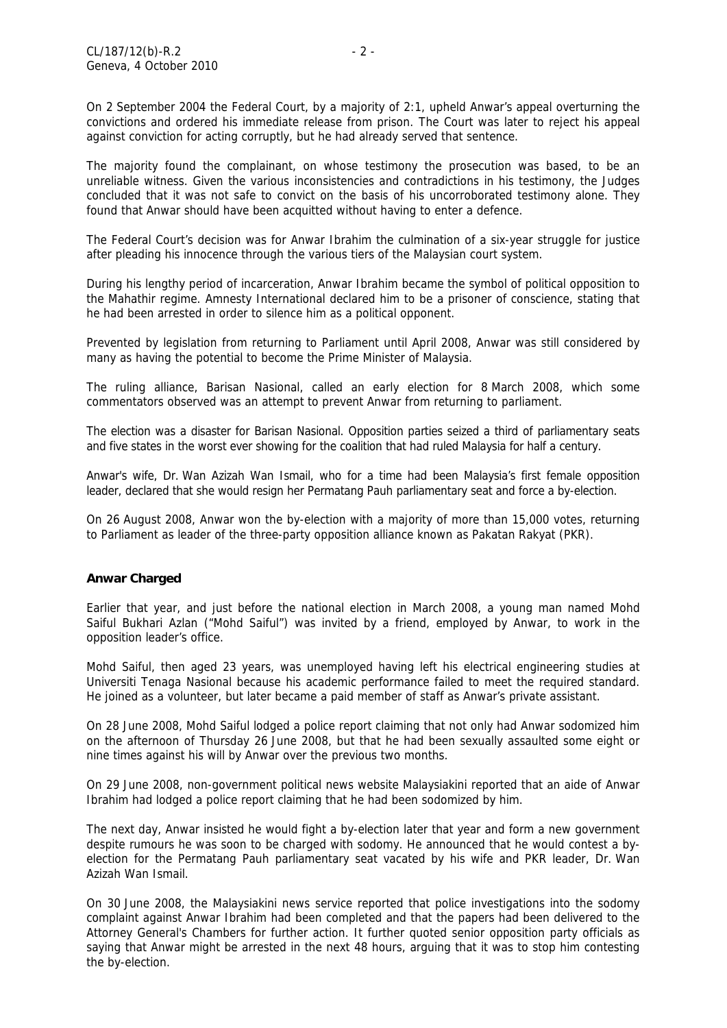On 2 September 2004 the Federal Court, by a majority of 2:1, upheld Anwar's appeal overturning the convictions and ordered his immediate release from prison. The Court was later to reject his appeal against conviction for acting corruptly, but he had already served that sentence.

The majority found the complainant, on whose testimony the prosecution was based, to be an unreliable witness. Given the various inconsistencies and contradictions in his testimony, the Judges concluded that it was not safe to convict on the basis of his uncorroborated testimony alone. They found that Anwar should have been acquitted without having to enter a defence.

The Federal Court's decision was for Anwar Ibrahim the culmination of a six-year struggle for justice after pleading his innocence through the various tiers of the Malaysian court system.

During his lengthy period of incarceration, Anwar Ibrahim became the symbol of political opposition to the Mahathir regime. Amnesty International declared him to be a prisoner of conscience, stating that he had been arrested in order to silence him as a political opponent.

Prevented by legislation from returning to Parliament until April 2008, Anwar was still considered by many as having the potential to become the Prime Minister of Malaysia.

The ruling alliance, Barisan Nasional, called an early election for 8 March 2008, which some commentators observed was an attempt to prevent Anwar from returning to parliament.

The election was a disaster for Barisan Nasional. Opposition parties seized a third of parliamentary seats and five states in the worst ever showing for the coalition that had ruled Malaysia for half a century.

Anwar's wife, Dr. Wan Azizah Wan Ismail, who for a time had been Malaysia's first female opposition leader, declared that she would resign her Permatang Pauh parliamentary seat and force a by-election.

On 26 August 2008, Anwar won the by-election with a majority of more than 15,000 votes, returning to Parliament as leader of the three-party opposition alliance known as Pakatan Rakyat (PKR).

## Anwar Charged

Earlier that year, and just before the national election in March 2008, a young man named Mohd Saiful Bukhari Azlan ("Mohd Saiful") was invited by a friend, employed by Anwar, to work in the opposition leader's office.

Mohd Saiful, then aged 23 years, was unemployed having left his electrical engineering studies at Universiti Tenaga Nasional because his academic performance failed to meet the required standard. He joined as a volunteer, but later became a paid member of staff as Anwar's private assistant.

On 28 June 2008, Mohd Saiful lodged a police report claiming that not only had Anwar sodomized him on the afternoon of Thursday 26 June 2008, but that he had been sexually assaulted some eight or nine times against his will by Anwar over the previous two months.

On 29 June 2008, non-government political news website Malaysiakini reported that an aide of Anwar Ibrahim had lodged a police report claiming that he had been sodomized by him.

The next day, Anwar insisted he would fight a by-election later that year and form a new government despite rumours he was soon to be charged with sodomy. He announced that he would contest a by-election for the Permatang Pauh parliamentary seat vacated by his wife and PKR leader, Dr. Wan Azizah Wan Ismail.

On 30 June 2008, the Malaysiakini news service reported that police investigations into the sodomy complaint against Anwar Ibrahim had been completed and that the papers had been delivered to the Attorney General's Chambers for further action. It further quoted senior opposition party officials as saying that Anwar might be arrested in the next 48 hours, arguing that it was to stop him contesting the by-election.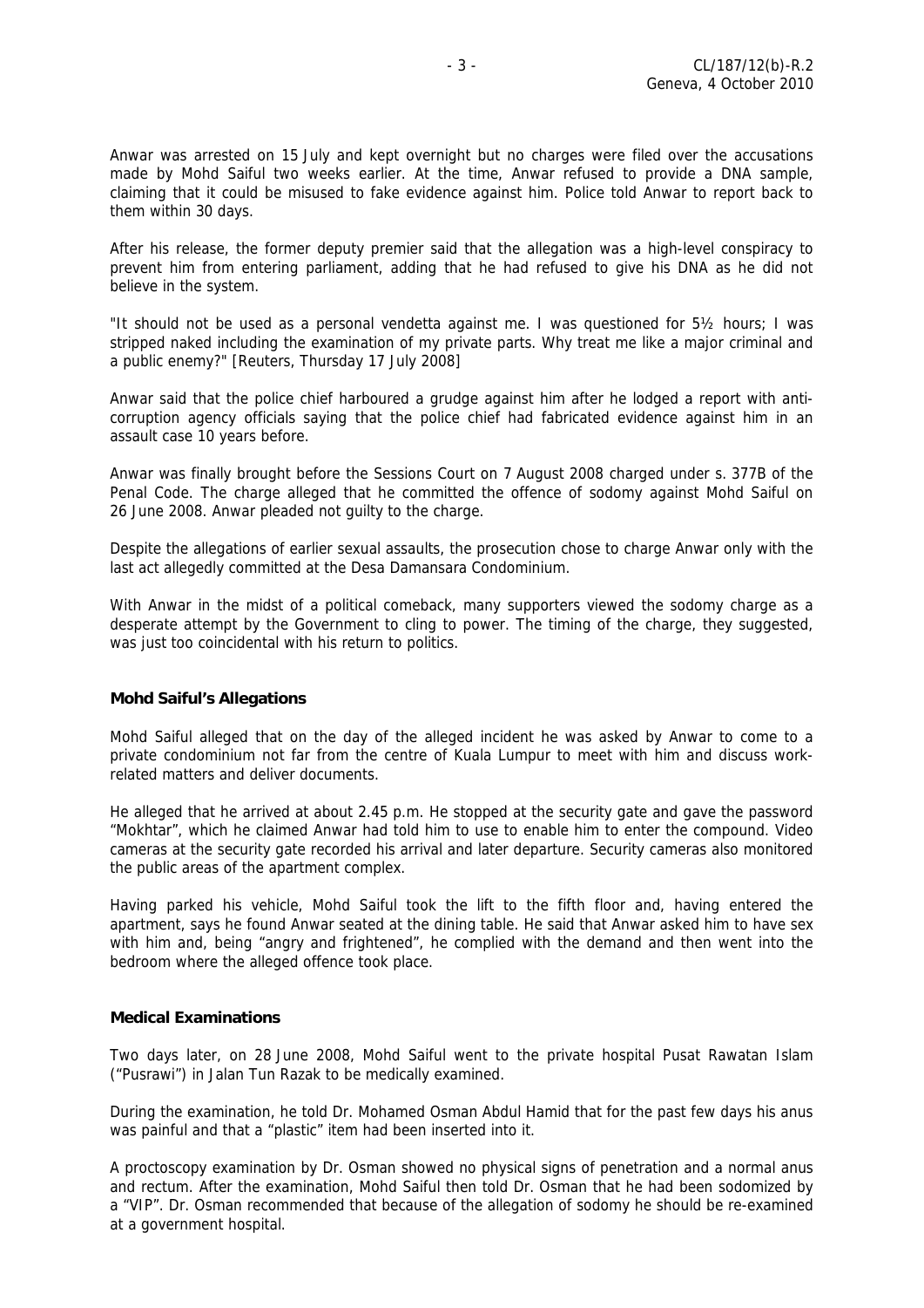Anwar was arrested on 15 July and kept overnight but no charges were filed over the accusations made by Mohd Saiful two weeks earlier. At the time, Anwar refused to provide a DNA sample, claiming that it could be misused to fake evidence against him. Police told Anwar to report back to them within 30 days.

After his release, the former deputy premier said that the allegation was a high-level conspiracy to prevent him from entering parliament, adding that he had refused to give his DNA as he did not believe in the system.

"It should not be used as a personal vendetta against me. I was questioned for 5½ hours; I was stripped naked including the examination of my private parts. Why treat me like a major criminal and a public enemy?" [Reuters, Thursday 17 July 2008]

Anwar said that the police chief harboured a grudge against him after he lodged a report with anti-corruption agency officials saying that the police chief had fabricated evidence against him in an assault case 10 years before.

Anwar was finally brought before the Sessions Court on 7 August 2008 charged under s. 377B of the Penal Code. The charge alleged that he committed the offence of sodomy against Mohd Saiful on 26 June 2008. Anwar pleaded not guilty to the charge.

Despite the allegations of earlier sexual assaults, the prosecution chose to charge Anwar only with the last act allegedly committed at the Desa Damansara Condominium.

With Anwar in the midst of a political comeback, many supporters viewed the sodomy charge as a desperate attempt by the Government to cling to power. The timing of the charge, they suggested, was just too coincidental with his return to politics.

**Mohd Saiful's Allegations**

Mohd Saiful alleged that on the day of the alleged incident he was asked by Anwar to come to a private condominium not far from the centre of Kuala Lumpur to meet with him and discuss work-related matters and deliver documents.

He alleged that he arrived at about 2.45 p.m. He stopped at the security gate and gave the password "Mokhtar", which he claimed Anwar had told him to use to enable him to enter the compound. Video cameras at the security gate recorded his arrival and later departure. Security cameras also monitored the public areas of the apartment complex.

Having parked his vehicle, Mohd Saiful took the lift to the fifth floor and, having entered the apartment, says he found Anwar seated at the dining table. He said that Anwar asked him to have sex with him and, being "angry and frightened", he complied with the demand and then went into the bedroom where the alleged offence took place.

**Medical Examinations**

Two days later, on 28 June 2008, Mohd Saiful went to the private hospital Pusat Rawatan Islam ("Pusrawi") in Jalan Tun Razak to be medically examined.

During the examination, he told Dr. Mohamed Osman Abdul Hamid that for the past few days his anus was painful and that a "plastic" item had been inserted into it.

A proctoscopy examination by Dr. Osman showed no physical signs of penetration and a normal anus and rectum. After the examination, Mohd Saiful then told Dr. Osman that he had been sodomized by a "VIP". Dr. Osman recommended that because of the allegation of sodomy he should be re-examined at a government hospital.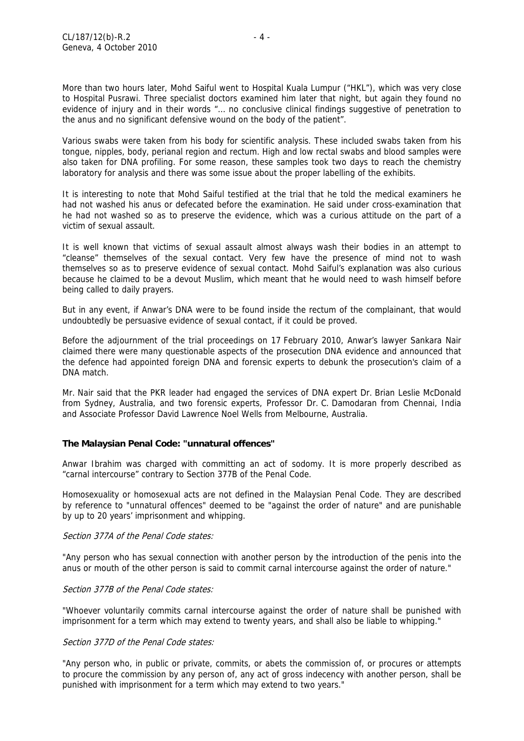More than two hours later, Mohd Saiful went to Hospital Kuala Lumpur ("HKL"), which was very close to Hospital Pusrawi. Three specialist doctors examined him later that night, but again they found no evidence of injury and in their words "... no conclusive clinical findings suggestive of penetration to the anus and no significant defensive wound on the body of the patient".

Various swabs were taken from his body for scientific analysis. These included swabs taken from his tongue, nipples, body, perianal region and rectum. High and low rectal swabs and blood samples were also taken for DNA profiling. For some reason, these samples took two days to reach the chemistry laboratory for analysis and there was some issue about the proper labelling of the exhibits.

It is interesting to note that Mohd Saiful testified at the trial that he told the medical examiners he had not washed his anus or defecated before the examination. He said under cross-examination that he had not washed so as to preserve the evidence, which was a curious attitude on the part of a victim of sexual assault.

It is well known that victims of sexual assault almost always wash their bodies in an attempt to "cleanse" themselves of the sexual contact. Very few have the presence of mind not to wash themselves so as to preserve evidence of sexual contact. Mohd Saiful's explanation was also curious because he claimed to be a devout Muslim, which meant that he would need to wash himself before being called to daily prayers.

But in any event, if Anwar's DNA were to be found inside the rectum of the complainant, that would undoubtedly be persuasive evidence of sexual contact, if it could be proved.

Before the adjournment of the trial proceedings on 17 February 2010, Anwar's lawyer Sankara Nair claimed there were many questionable aspects of the prosecution DNA evidence and announced that the defence had appointed foreign DNA and forensic experts to debunk the prosecution's claim of a DNA match.

Mr. Nair said that the PKR leader had engaged the services of DNA expert Dr. Brian Leslie McDonald from Sydney, Australia, and two forensic experts, Professor Dr. C. Damodaran from Chennai, India and Associate Professor David Lawrence Noel Wells from Melbourne, Australia.

**The Malaysian Penal Code: "unnatural offences"**

Anwar Ibrahim was charged with committing an act of sodomy. It is more properly described as "carnal intercourse" contrary to Section 377B of the Penal Code.

Homosexuality or homosexual acts are not defined in the Malaysian Penal Code. They are described by reference to "unnatural offences" deemed to be "against the order of nature" and are punishable by up to 20 years' imprisonment and whipping.

*Section 377A of the Penal Code states:*

"Any person who has sexual connection with another person by the introduction of the penis into the anus or mouth of the other person is said to commit carnal intercourse against the order of nature."

*Section 377B of the Penal Code states:*

"Whoever voluntarily commits carnal intercourse against the order of nature shall be punished with imprisonment for a term which may extend to twenty years, and shall also be liable to whipping."

*Section 377D of the Penal Code states:*

"Any person who, in public or private, commits, or abets the commission of, or procures or attempts to procure the commission by any person of, any act of gross indecency with another person, shall be punished with imprisonment for a term which may extend to two years."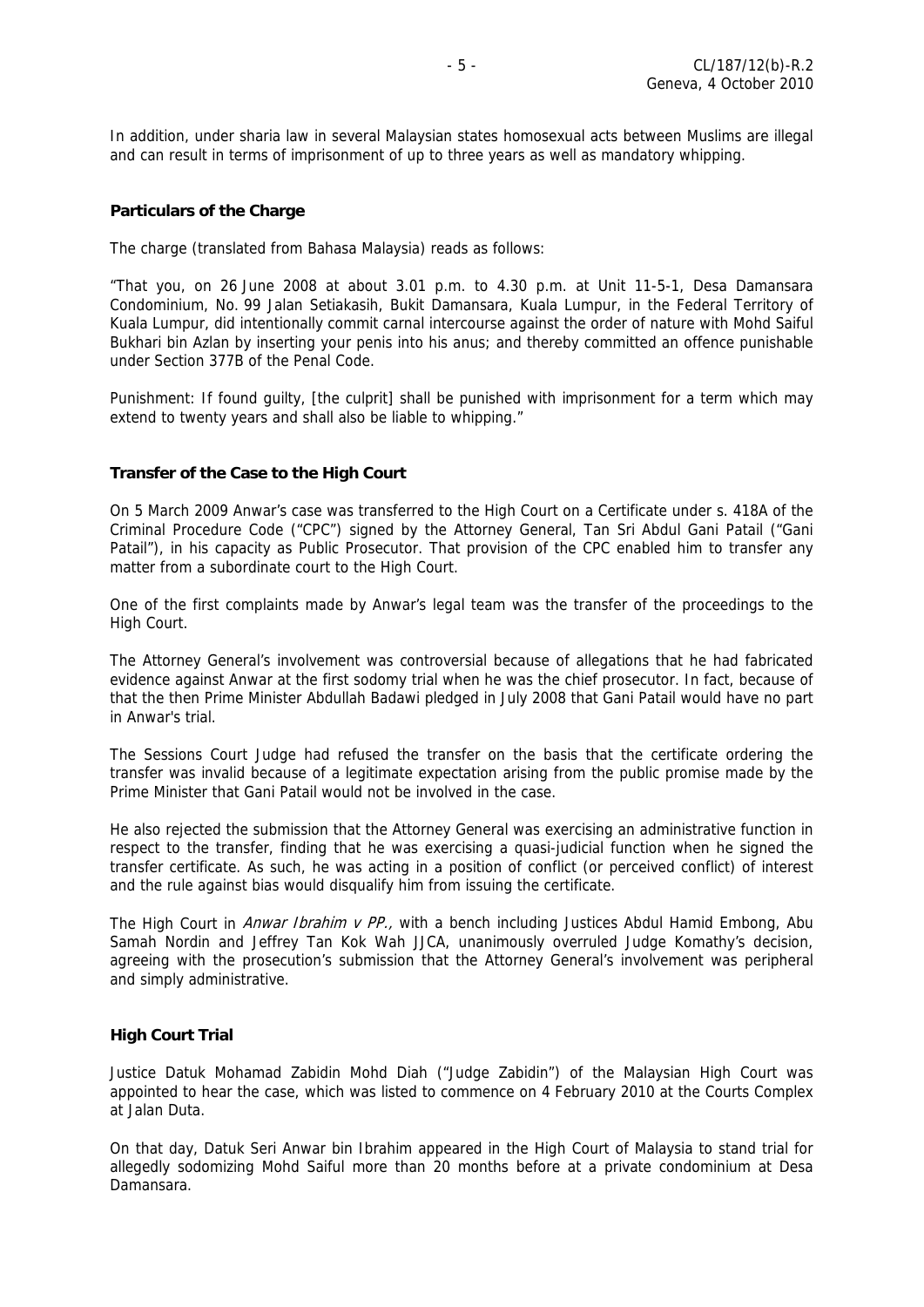In addition, under sharia law in several Malaysian states homosexual acts between Muslims are illegal and can result in terms of imprisonment of up to three years as well as mandatory whipping.

### Particulars of the Charge

The charge (translated from Bahasa Malaysia) reads as follows:

"That you, on 26 June 2008 at about 3.01 p.m. to 4.30 p.m. at Unit 11-5-1, Desa Damansara Condominium, No. 99 Jalan Setiakasih, Bukit Damansara, Kuala Lumpur, in the Federal Territory of Kuala Lumpur, did intentionally commit carnal intercourse against the order of nature with Mohd Saiful Bukhari bin Azlan by inserting your penis into his anus; and thereby committed an offence punishable under Section 377B of the Penal Code.

Punishment: If found guilty, [the culprit] shall be punished with imprisonment for a term which may extend to twenty years and shall also be liable to whipping."

### Transfer of the Case to the High Court

On 5 March 2009 Anwar's case was transferred to the High Court on a Certificate under s. 418A of the Criminal Procedure Code ("CPC") signed by the Attorney General, Tan Sri Abdul Gani Patail ("Gani Patail"), in his capacity as Public Prosecutor. That provision of the CPC enabled him to transfer any matter from a subordinate court to the High Court.

One of the first complaints made by Anwar's legal team was the transfer of the proceedings to the High Court.

The Attorney General's involvement was controversial because of allegations that he had fabricated evidence against Anwar at the first sodomy trial when he was the chief prosecutor. In fact, because of that the then Prime Minister Abdullah Badawi pledged in July 2008 that Gani Patail would have no part in Anwar's trial.

The Sessions Court Judge had refused the transfer on the basis that the certificate ordering the transfer was invalid because of a legitimate expectation arising from the public promise made by the Prime Minister that Gani Patail would not be involved in the case.

He also rejected the submission that the Attorney General was exercising an administrative function in respect to the transfer, finding that he was exercising a quasi-judicial function when he signed the transfer certificate. As such, he was acting in a position of conflict (or perceived conflict) of interest and the rule against bias would disqualify him from issuing the certificate.

The High Court in *Anwar Ibrahim v PP.,* with a bench including Justices Abdul Hamid Embong, Abu Samah Nordin and Jeffrey Tan Kok Wah JJCA, unanimously overruled Judge Komathy's decision, agreeing with the prosecution's submission that the Attorney General's involvement was peripheral and simply administrative.

### High Court Trial

Justice Datuk Mohamad Zabidin Mohd Diah ("Judge Zabidin") of the Malaysian High Court was appointed to hear the case, which was listed to commence on 4 February 2010 at the Courts Complex at Jalan Duta.

On that day, Datuk Seri Anwar bin Ibrahim appeared in the High Court of Malaysia to stand trial for allegedly sodomizing Mohd Saiful more than 20 months before at a private condominium at Desa Damansara.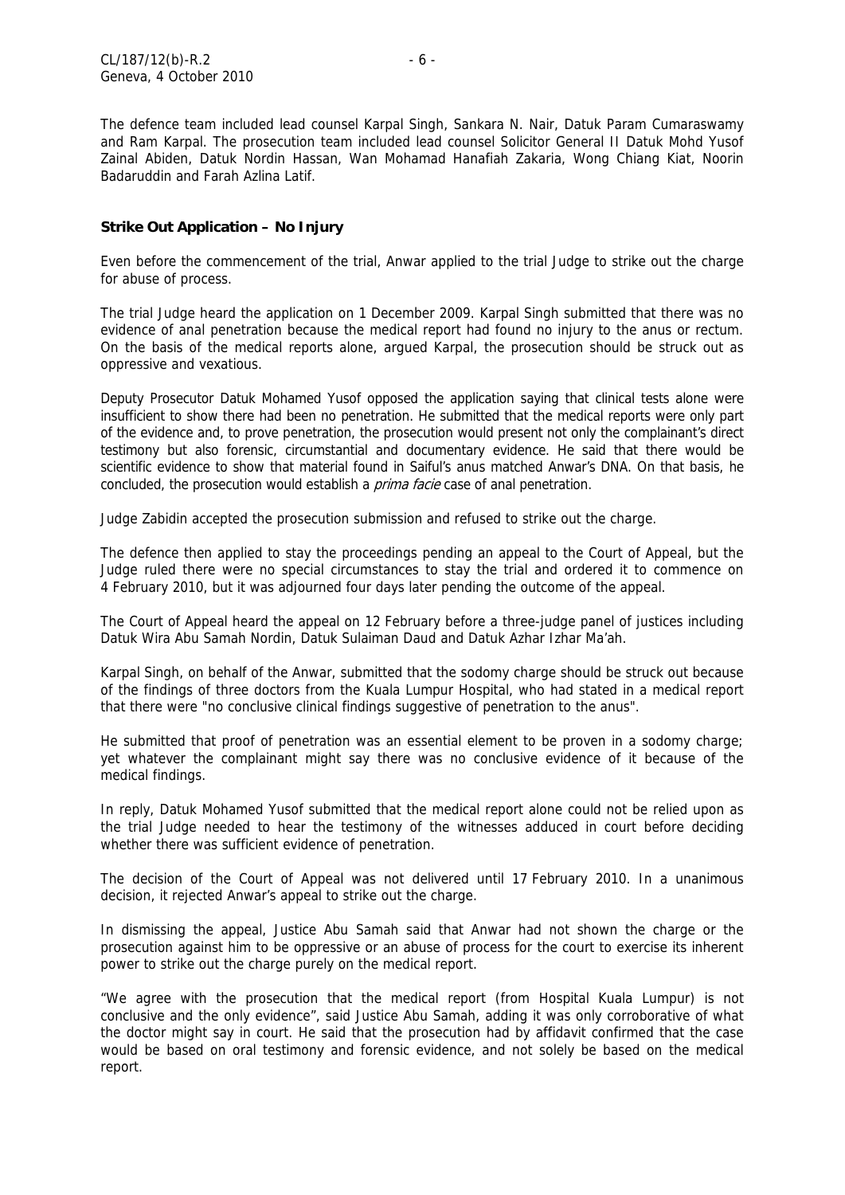The defence team included lead counsel Karpal Singh, Sankara N. Nair, Datuk Param Cumaraswamy and Ram Karpal. The prosecution team included lead counsel Solicitor General II Datuk Mohd Yusof Zainal Abiden, Datuk Nordin Hassan, Wan Mohamad Hanafiah Zakaria, Wong Chiang Kiat, Noorin Badaruddin and Farah Azlina Latif.

**Strike Out Application – No Injury**

Even before the commencement of the trial, Anwar applied to the trial Judge to strike out the charge for abuse of process.

The trial Judge heard the application on 1 December 2009. Karpal Singh submitted that there was no evidence of anal penetration because the medical report had found no injury to the anus or rectum. On the basis of the medical reports alone, argued Karpal, the prosecution should be struck out as oppressive and vexatious.

Deputy Prosecutor Datuk Mohamed Yusof opposed the application saying that clinical tests alone were insufficient to show there had been no penetration. He submitted that the medical reports were only part of the evidence and, to prove penetration, the prosecution would present not only the complainant's direct testimony but also forensic, circumstantial and documentary evidence. He said that there would be scientific evidence to show that material found in Saiful's anus matched Anwar's DNA. On that basis, he concluded, the prosecution would establish a *prima facie* case of anal penetration.

Judge Zabidin accepted the prosecution submission and refused to strike out the charge.

The defence then applied to stay the proceedings pending an appeal to the Court of Appeal, but the Judge ruled there were no special circumstances to stay the trial and ordered it to commence on 4 February 2010, but it was adjourned four days later pending the outcome of the appeal.

The Court of Appeal heard the appeal on 12 February before a three-judge panel of justices including Datuk Wira Abu Samah Nordin, Datuk Sulaiman Daud and Datuk Azhar Izhar Ma'ah.

Karpal Singh, on behalf of the Anwar, submitted that the sodomy charge should be struck out because of the findings of three doctors from the Kuala Lumpur Hospital, who had stated in a medical report that there were "no conclusive clinical findings suggestive of penetration to the anus".

He submitted that proof of penetration was an essential element to be proven in a sodomy charge; yet whatever the complainant might say there was no conclusive evidence of it because of the medical findings.

In reply, Datuk Mohamed Yusof submitted that the medical report alone could not be relied upon as the trial Judge needed to hear the testimony of the witnesses adduced in court before deciding whether there was sufficient evidence of penetration.

The decision of the Court of Appeal was not delivered until 17 February 2010. In a unanimous decision, it rejected Anwar's appeal to strike out the charge.

In dismissing the appeal, Justice Abu Samah said that Anwar had not shown the charge or the prosecution against him to be oppressive or an abuse of process for the court to exercise its inherent power to strike out the charge purely on the medical report.

"We agree with the prosecution that the medical report (from Hospital Kuala Lumpur) is not conclusive and the only evidence", said Justice Abu Samah, adding it was only corroborative of what the doctor might say in court. He said that the prosecution had by affidavit confirmed that the case would be based on oral testimony and forensic evidence, and not solely be based on the medical report.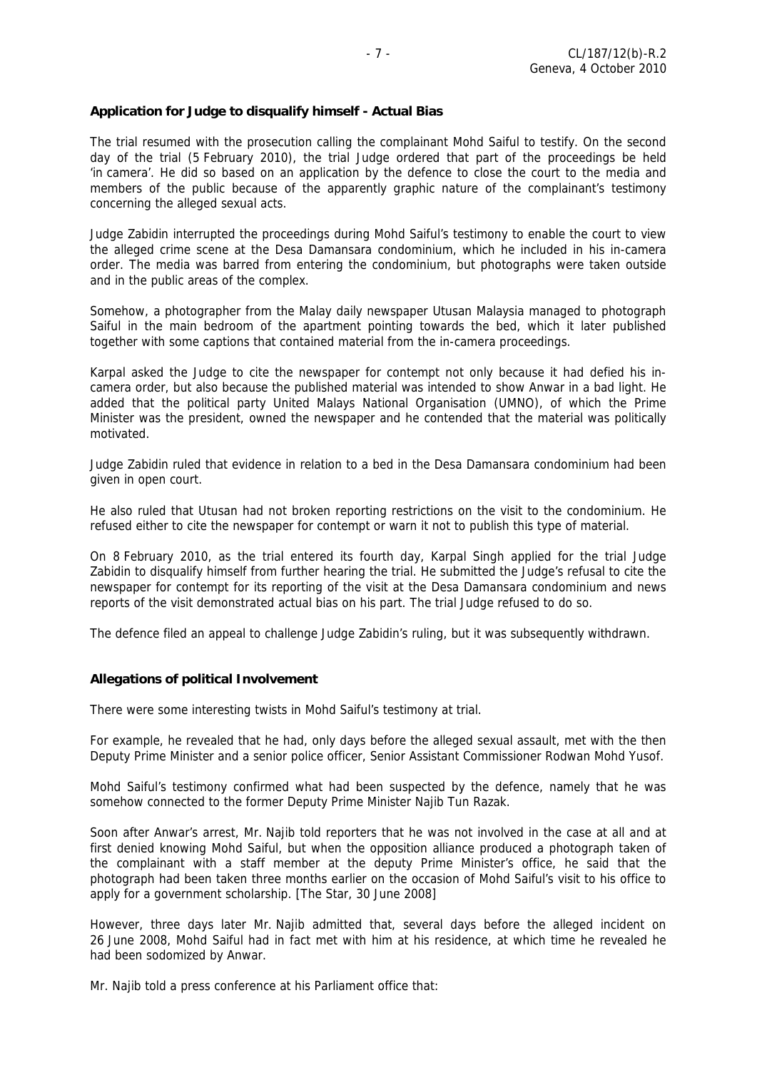**Application for Judge to disqualify himself - Actual Bias**

The trial resumed with the prosecution calling the complainant Mohd Saiful to testify. On the second day of the trial (5 February 2010), the trial Judge ordered that part of the proceedings be held 'in camera'. He did so based on an application by the defence to close the court to the media and members of the public because of the apparently graphic nature of the complainant's testimony concerning the alleged sexual acts.

Judge Zabidin interrupted the proceedings during Mohd Saiful's testimony to enable the court to view the alleged crime scene at the Desa Damansara condominium, which he included in his in-camera order. The media was barred from entering the condominium, but photographs were taken outside and in the public areas of the complex.

Somehow, a photographer from the Malay daily newspaper Utusan Malaysia managed to photograph Saiful in the main bedroom of the apartment pointing towards the bed, which it later published together with some captions that contained material from the in-camera proceedings.

Karpal asked the Judge to cite the newspaper for contempt not only because it had defied his in-camera order, but also because the published material was intended to show Anwar in a bad light. He added that the political party United Malays National Organisation (UMNO), of which the Prime Minister was the president, owned the newspaper and he contended that the material was politically motivated.

Judge Zabidin ruled that evidence in relation to a bed in the Desa Damansara condominium had been given in open court.

He also ruled that Utusan had not broken reporting restrictions on the visit to the condominium. He refused either to cite the newspaper for contempt or warn it not to publish this type of material.

On 8 February 2010, as the trial entered its fourth day, Karpal Singh applied for the trial Judge Zabidin to disqualify himself from further hearing the trial. He submitted the Judge's refusal to cite the newspaper for contempt for its reporting of the visit at the Desa Damansara condominium and news reports of the visit demonstrated actual bias on his part. The trial Judge refused to do so.

The defence filed an appeal to challenge Judge Zabidin's ruling, but it was subsequently withdrawn.

**Allegations of political Involvement**

There were some interesting twists in Mohd Saiful's testimony at trial.

For example, he revealed that he had, only days before the alleged sexual assault, met with the then Deputy Prime Minister and a senior police officer, Senior Assistant Commissioner Rodwan Mohd Yusof.

Mohd Saiful's testimony confirmed what had been suspected by the defence, namely that he was somehow connected to the former Deputy Prime Minister Najib Tun Razak.

Soon after Anwar's arrest, Mr. Najib told reporters that he was not involved in the case at all and at first denied knowing Mohd Saiful, but when the opposition alliance produced a photograph taken of the complainant with a staff member at the deputy Prime Minister's office, he said that the photograph had been taken three months earlier on the occasion of Mohd Saiful's visit to his office to apply for a government scholarship. [The Star, 30 June 2008]

However, three days later Mr. Najib admitted that, several days before the alleged incident on 26 June 2008, Mohd Saiful had in fact met with him at his residence, at which time he revealed he had been sodomized by Anwar.

Mr. Najib told a press conference at his Parliament office that: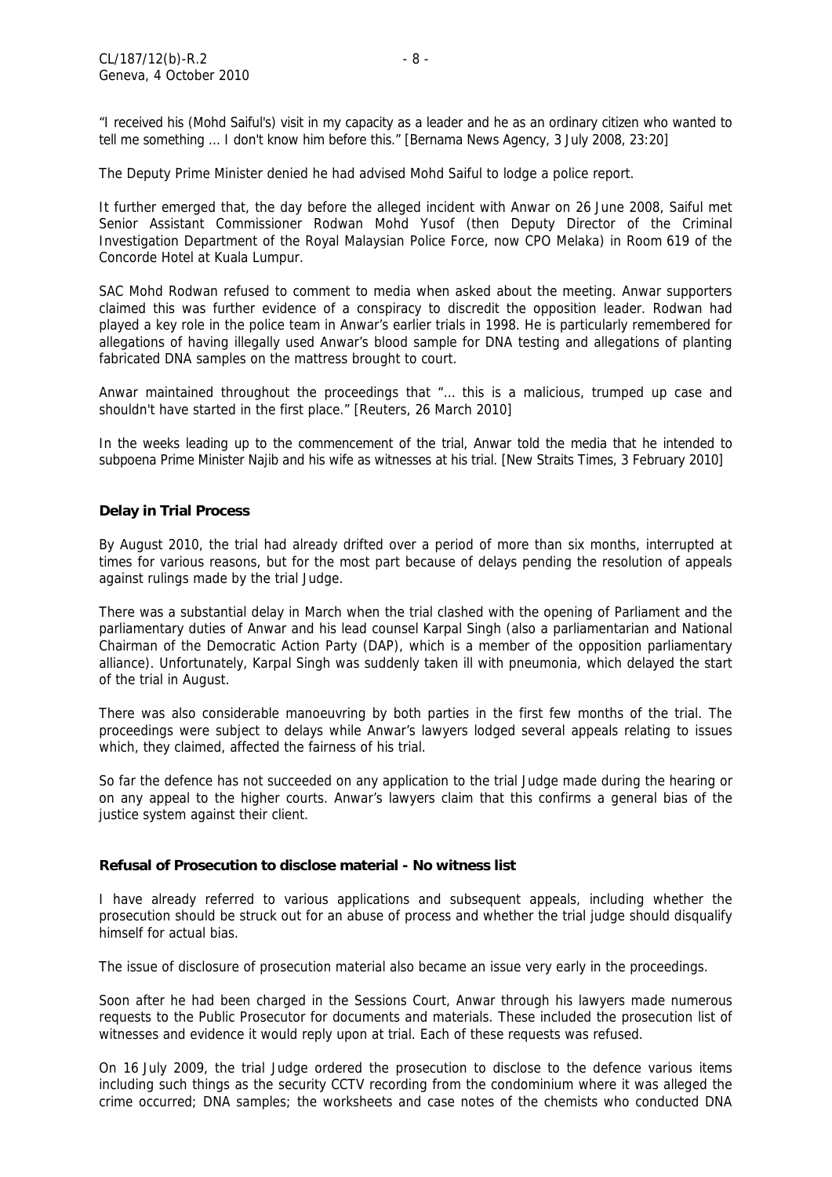"I received his (Mohd Saiful's) visit in my capacity as a leader and he as an ordinary citizen who wanted to tell me something ... I don't know him before this." [Bernama News Agency, 3 July 2008, 23:20]

The Deputy Prime Minister denied he had advised Mohd Saiful to lodge a police report.

It further emerged that, the day before the alleged incident with Anwar on 26 June 2008, Saiful met Senior Assistant Commissioner Rodwan Mohd Yusof (then Deputy Director of the Criminal Investigation Department of the Royal Malaysian Police Force, now CPO Melaka) in Room 619 of the Concorde Hotel at Kuala Lumpur.

SAC Mohd Rodwan refused to comment to media when asked about the meeting. Anwar supporters claimed this was further evidence of a conspiracy to discredit the opposition leader. Rodwan had played a key role in the police team in Anwar's earlier trials in 1998. He is particularly remembered for allegations of having illegally used Anwar's blood sample for DNA testing and allegations of planting fabricated DNA samples on the mattress brought to court.

Anwar maintained throughout the proceedings that "... this is a malicious, trumped up case and shouldn't have started in the first place." [Reuters, 26 March 2010]

In the weeks leading up to the commencement of the trial, Anwar told the media that he intended to subpoena Prime Minister Najib and his wife as witnesses at his trial. [New Straits Times, 3 February 2010]

### Delay in Trial Process

By August 2010, the trial had already drifted over a period of more than six months, interrupted at times for various reasons, but for the most part because of delays pending the resolution of appeals against rulings made by the trial Judge.

There was a substantial delay in March when the trial clashed with the opening of Parliament and the parliamentary duties of Anwar and his lead counsel Karpal Singh (also a parliamentarian and National Chairman of the Democratic Action Party (DAP), which is a member of the opposition parliamentary alliance). Unfortunately, Karpal Singh was suddenly taken ill with pneumonia, which delayed the start of the trial in August.

There was also considerable manoeuvring by both parties in the first few months of the trial. The proceedings were subject to delays while Anwar's lawyers lodged several appeals relating to issues which, they claimed, affected the fairness of his trial.

So far the defence has not succeeded on any application to the trial Judge made during the hearing or on any appeal to the higher courts. Anwar's lawyers claim that this confirms a general bias of the justice system against their client.

### Refusal of Prosecution to disclose material - No witness list

I have already referred to various applications and subsequent appeals, including whether the prosecution should be struck out for an abuse of process and whether the trial judge should disqualify himself for actual bias.

The issue of disclosure of prosecution material also became an issue very early in the proceedings.

Soon after he had been charged in the Sessions Court, Anwar through his lawyers made numerous requests to the Public Prosecutor for documents and materials. These included the prosecution list of witnesses and evidence it would reply upon at trial. Each of these requests was refused.

On 16 July 2009, the trial Judge ordered the prosecution to disclose to the defence various items including such things as the security CCTV recording from the condominium where it was alleged the crime occurred; DNA samples; the worksheets and case notes of the chemists who conducted DNA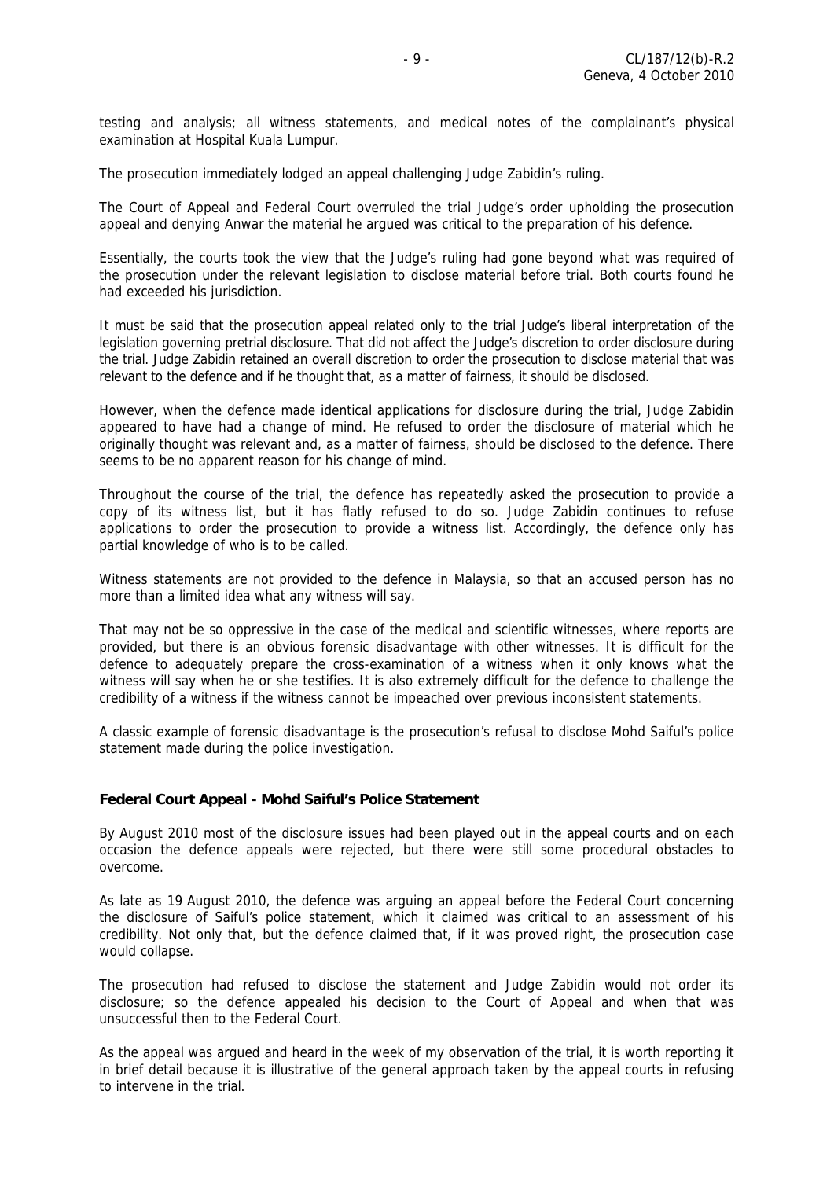testing and analysis; all witness statements, and medical notes of the complainant's physical examination at Hospital Kuala Lumpur.

The prosecution immediately lodged an appeal challenging Judge Zabidin's ruling.

The Court of Appeal and Federal Court overruled the trial Judge's order upholding the prosecution appeal and denying Anwar the material he argued was critical to the preparation of his defence.

Essentially, the courts took the view that the Judge's ruling had gone beyond what was required of the prosecution under the relevant legislation to disclose material before trial. Both courts found he had exceeded his jurisdiction.

It must be said that the prosecution appeal related only to the trial Judge's liberal interpretation of the legislation governing pretrial disclosure. That did not affect the Judge's discretion to order disclosure during the trial. Judge Zabidin retained an overall discretion to order the prosecution to disclose material that was relevant to the defence and if he thought that, as a matter of fairness, it should be disclosed.

However, when the defence made identical applications for disclosure during the trial, Judge Zabidin appeared to have had a change of mind. He refused to order the disclosure of material which he originally thought was relevant and, as a matter of fairness, should be disclosed to the defence. There seems to be no apparent reason for his change of mind.

Throughout the course of the trial, the defence has repeatedly asked the prosecution to provide a copy of its witness list, but it has flatly refused to do so. Judge Zabidin continues to refuse applications to order the prosecution to provide a witness list. Accordingly, the defence only has partial knowledge of who is to be called.

Witness statements are not provided to the defence in Malaysia, so that an accused person has no more than a limited idea what any witness will say.

That may not be so oppressive in the case of the medical and scientific witnesses, where reports are provided, but there is an obvious forensic disadvantage with other witnesses. It is difficult for the defence to adequately prepare the cross-examination of a witness when it only knows what the witness will say when he or she testifies. It is also extremely difficult for the defence to challenge the credibility of a witness if the witness cannot be impeached over previous inconsistent statements.

A classic example of forensic disadvantage is the prosecution's refusal to disclose Mohd Saiful's police statement made during the police investigation.

**Federal Court Appeal - Mohd Saiful's Police Statement**

By August 2010 most of the disclosure issues had been played out in the appeal courts and on each occasion the defence appeals were rejected, but there were still some procedural obstacles to overcome.

As late as 19 August 2010, the defence was arguing an appeal before the Federal Court concerning the disclosure of Saiful's police statement, which it claimed was critical to an assessment of his credibility. Not only that, but the defence claimed that, if it was proved right, the prosecution case would collapse.

The prosecution had refused to disclose the statement and Judge Zabidin would not order its disclosure; so the defence appealed his decision to the Court of Appeal and when that was unsuccessful then to the Federal Court.

As the appeal was argued and heard in the week of my observation of the trial, it is worth reporting it in brief detail because it is illustrative of the general approach taken by the appeal courts in refusing to intervene in the trial.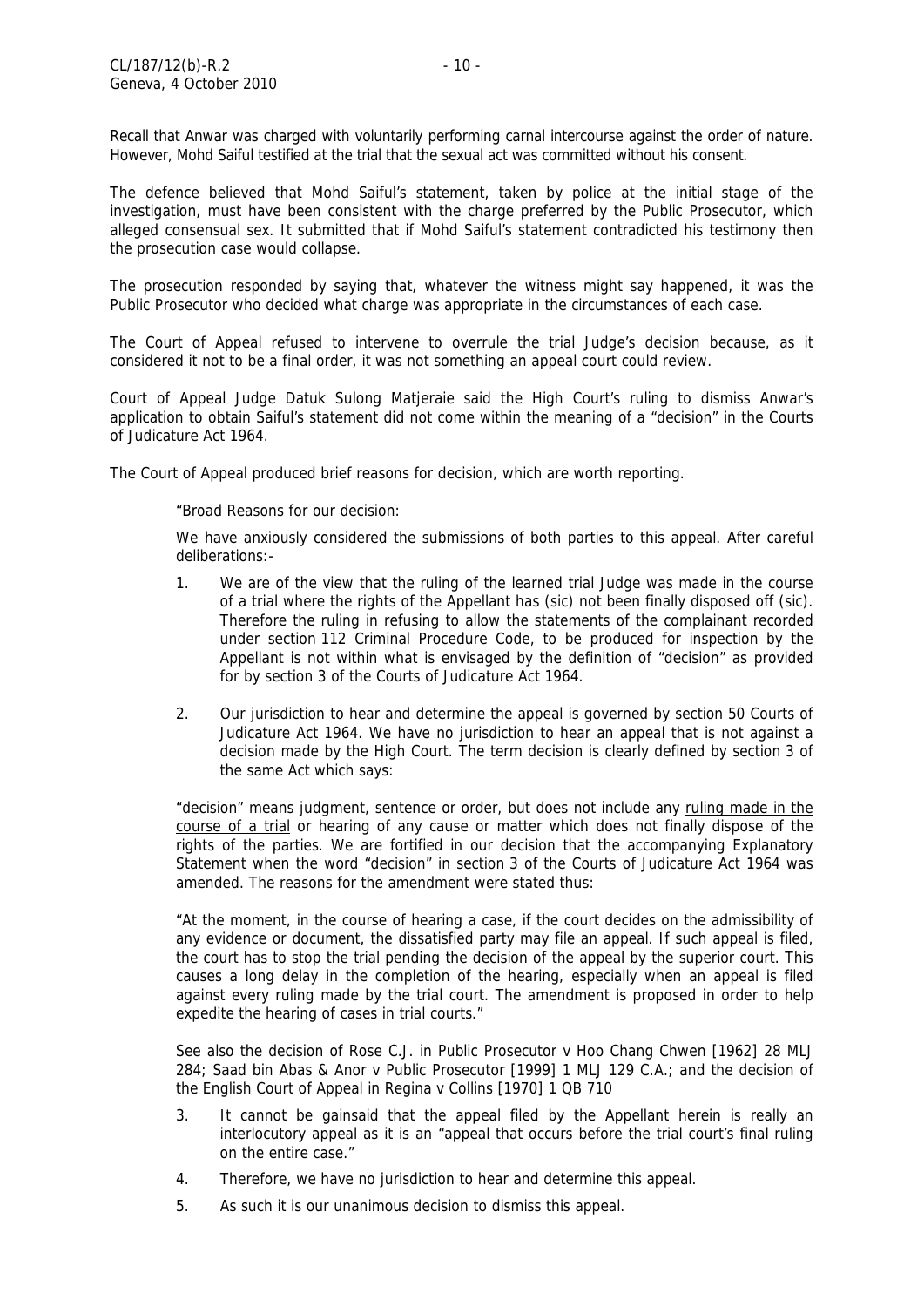Recall that Anwar was charged with voluntarily performing carnal intercourse against the order of nature. However, Mohd Saiful testified at the trial that the sexual act was committed without his consent.

The defence believed that Mohd Saiful's statement, taken by police at the initial stage of the investigation, must have been consistent with the charge preferred by the Public Prosecutor, which alleged consensual sex. It submitted that if Mohd Saiful's statement contradicted his testimony then the prosecution case would collapse.

The prosecution responded by saying that, whatever the witness might say happened, it was the Public Prosecutor who decided what charge was appropriate in the circumstances of each case.

The Court of Appeal refused to intervene to overrule the trial Judge's decision because, as it considered it not to be a final order, it was not something an appeal court could review.

Court of Appeal Judge Datuk Sulong Matjeraie said the High Court's ruling to dismiss Anwar's application to obtain Saiful's statement did not come within the meaning of a "decision" in the Courts of Judicature Act 1964.

The Court of Appeal produced brief reasons for decision, which are worth reporting.

> "<u>Broad Reasons for our decision</u>:
>
> We have anxiously considered the submissions of both parties to this appeal. After careful deliberations:-
>
> 1. We are of the view that the ruling of the learned trial Judge was made in the course of a trial where the rights of the Appellant has (sic) not been finally disposed off (sic). Therefore the ruling in refusing to allow the statements of the complainant recorded under section 112 Criminal Procedure Code, to be produced for inspection by the Appellant is not within what is envisaged by the definition of "decision" as provided for by section 3 of the Courts of Judicature Act 1964.
>
> 2. Our jurisdiction to hear and determine the appeal is governed by section 50 Courts of Judicature Act 1964. We have no jurisdiction to hear an appeal that is not against a decision made by the High Court. The term decision is clearly defined by section 3 of the same Act which says:
>
> "decision" means judgment, sentence or order, but does not include any <u>ruling made in the course of a trial</u> or hearing of any cause or matter which does not finally dispose of the rights of the parties. We are fortified in our decision that the accompanying Explanatory Statement when the word "decision" in section 3 of the Courts of Judicature Act 1964 was amended. The reasons for the amendment were stated thus:
>
> "At the moment, in the course of hearing a case, if the court decides on the admissibility of any evidence or document, the dissatisfied party may file an appeal. If such appeal is filed, the court has to stop the trial pending the decision of the appeal by the superior court. This causes a long delay in the completion of the hearing, especially when an appeal is filed against every ruling made by the trial court. The amendment is proposed in order to help expedite the hearing of cases in trial courts."
>
> See also the decision of Rose C.J. in Public Prosecutor v Hoo Chang Chwen [1962] 28 MLJ 284; Saad bin Abas & Anor v Public Prosecutor [1999] 1 MLJ 129 C.A.; and the decision of the English Court of Appeal in Regina v Collins [1970] 1 QB 710
>
> 3. It cannot be gainsaid that the appeal filed by the Appellant herein is really an interlocutory appeal as it is an "appeal that occurs before the trial court's final ruling on the entire case."
>
> 4. Therefore, we have no jurisdiction to hear and determine this appeal.
>
> 5. As such it is our unanimous decision to dismiss this appeal.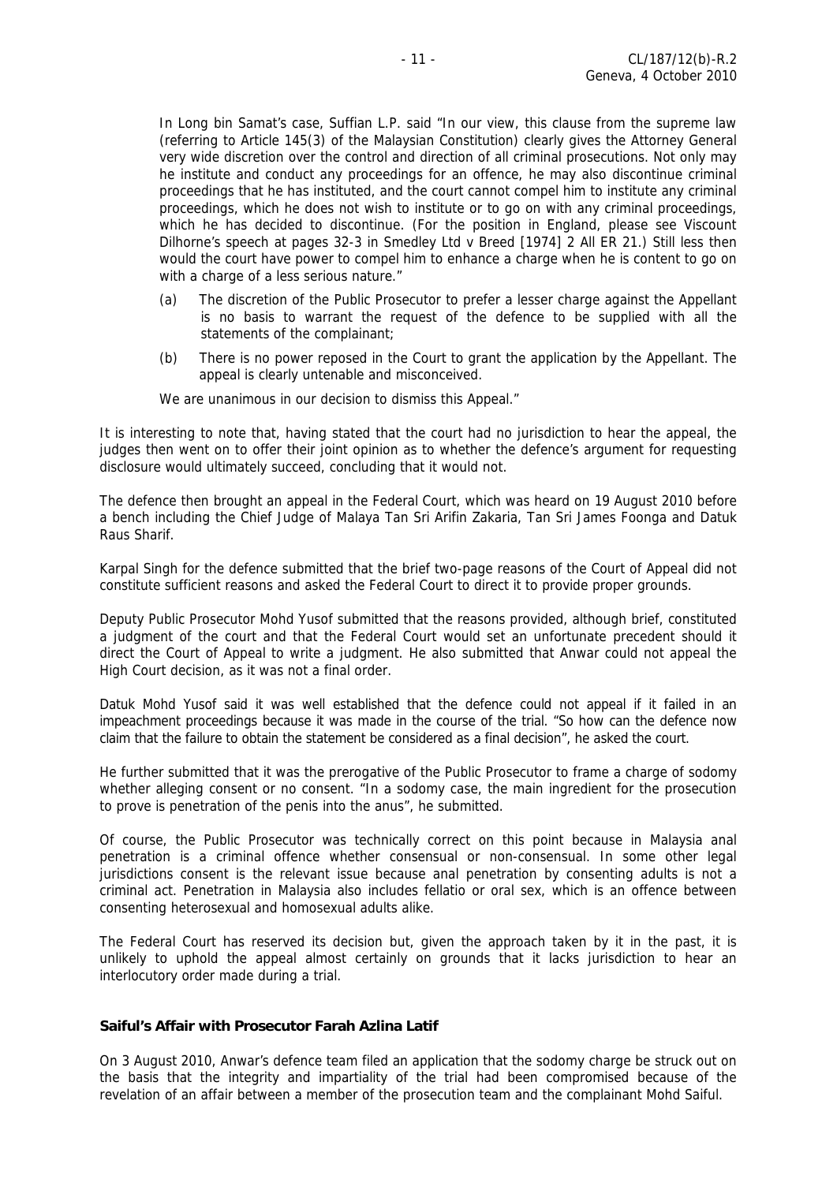> In Long bin Samat's case, Suffian L.P. said "In our view, this clause from the supreme law (referring to Article 145(3) of the Malaysian Constitution) clearly gives the Attorney General very wide discretion over the control and direction of all criminal prosecutions. Not only may he institute and conduct any proceedings for an offence, he may also discontinue criminal proceedings that he has instituted, and the court cannot compel him to institute any criminal proceedings, which he does not wish to institute or to go on with any criminal proceedings, which he has decided to discontinue. (For the position in England, please see Viscount Dilhorne's speech at pages 32-3 in Smedley Ltd v Breed [1974] 2 All ER 21.) Still less then would the court have power to compel him to enhance a charge when he is content to go on with a charge of a less serious nature."
>
> (a) The discretion of the Public Prosecutor to prefer a lesser charge against the Appellant is no basis to warrant the request of the defence to be supplied with all the statements of the complainant;
>
> (b) There is no power reposed in the Court to grant the application by the Appellant. The appeal is clearly untenable and misconceived.
>
> We are unanimous in our decision to dismiss this Appeal."

It is interesting to note that, having stated that the court had no jurisdiction to hear the appeal, the judges then went on to offer their joint opinion as to whether the defence's argument for requesting disclosure would ultimately succeed, concluding that it would not.

The defence then brought an appeal in the Federal Court, which was heard on 19 August 2010 before a bench including the Chief Judge of Malaya Tan Sri Arifin Zakaria, Tan Sri James Foonga and Datuk Raus Sharif.

Karpal Singh for the defence submitted that the brief two-page reasons of the Court of Appeal did not constitute sufficient reasons and asked the Federal Court to direct it to provide proper grounds.

Deputy Public Prosecutor Mohd Yusof submitted that the reasons provided, although brief, constituted a judgment of the court and that the Federal Court would set an unfortunate precedent should it direct the Court of Appeal to write a judgment. He also submitted that Anwar could not appeal the High Court decision, as it was not a final order.

Datuk Mohd Yusof said it was well established that the defence could not appeal if it failed in an impeachment proceedings because it was made in the course of the trial. "So how can the defence now claim that the failure to obtain the statement be considered as a final decision", he asked the court.

He further submitted that it was the prerogative of the Public Prosecutor to frame a charge of sodomy whether alleging consent or no consent. "In a sodomy case, the main ingredient for the prosecution to prove is penetration of the penis into the anus", he submitted.

Of course, the Public Prosecutor was technically correct on this point because in Malaysia anal penetration is a criminal offence whether consensual or non-consensual. In some other legal jurisdictions consent is the relevant issue because anal penetration by consenting adults is not a criminal act. Penetration in Malaysia also includes fellatio or oral sex, which is an offence between consenting heterosexual and homosexual adults alike.

The Federal Court has reserved its decision but, given the approach taken by it in the past, it is unlikely to uphold the appeal almost certainly on grounds that it lacks jurisdiction to hear an interlocutory order made during a trial.

**Saiful's Affair with Prosecutor Farah Azlina Latif**

On 3 August 2010, Anwar's defence team filed an application that the sodomy charge be struck out on the basis that the integrity and impartiality of the trial had been compromised because of the revelation of an affair between a member of the prosecution team and the complainant Mohd Saiful.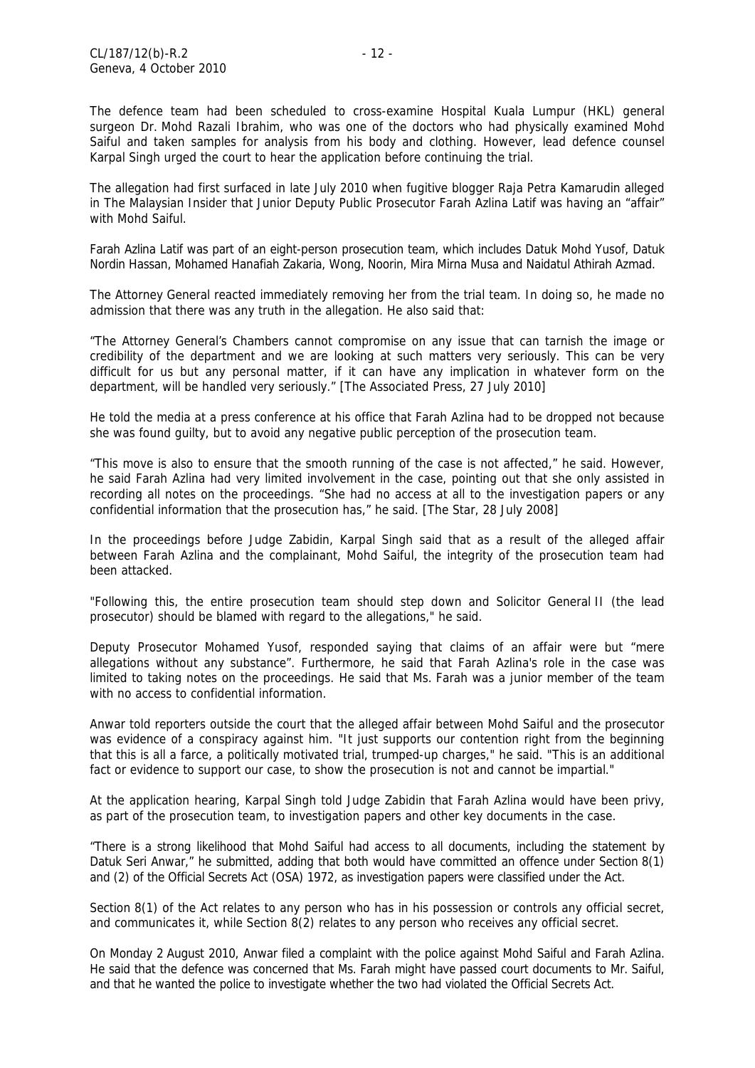The defence team had been scheduled to cross-examine Hospital Kuala Lumpur (HKL) general surgeon Dr. Mohd Razali Ibrahim, who was one of the doctors who had physically examined Mohd Saiful and taken samples for analysis from his body and clothing. However, lead defence counsel Karpal Singh urged the court to hear the application before continuing the trial.

The allegation had first surfaced in late July 2010 when fugitive blogger Raja Petra Kamarudin alleged in The Malaysian Insider that Junior Deputy Public Prosecutor Farah Azlina Latif was having an "affair" with Mohd Saiful.

Farah Azlina Latif was part of an eight-person prosecution team, which includes Datuk Mohd Yusof, Datuk Nordin Hassan, Mohamed Hanafiah Zakaria, Wong, Noorin, Mira Mirna Musa and Naidatul Athirah Azmad.

The Attorney General reacted immediately removing her from the trial team. In doing so, he made no admission that there was any truth in the allegation. He also said that:

"The Attorney General's Chambers cannot compromise on any issue that can tarnish the image or credibility of the department and we are looking at such matters very seriously. This can be very difficult for us but any personal matter, if it can have any implication in whatever form on the department, will be handled very seriously." [The Associated Press, 27 July 2010]

He told the media at a press conference at his office that Farah Azlina had to be dropped not because she was found guilty, but to avoid any negative public perception of the prosecution team.

"This move is also to ensure that the smooth running of the case is not affected," he said. However, he said Farah Azlina had very limited involvement in the case, pointing out that she only assisted in recording all notes on the proceedings. "She had no access at all to the investigation papers or any confidential information that the prosecution has," he said. [The Star, 28 July 2008]

In the proceedings before Judge Zabidin, Karpal Singh said that as a result of the alleged affair between Farah Azlina and the complainant, Mohd Saiful, the integrity of the prosecution team had been attacked.

"Following this, the entire prosecution team should step down and Solicitor General II (the lead prosecutor) should be blamed with regard to the allegations," he said.

Deputy Prosecutor Mohamed Yusof, responded saying that claims of an affair were but "mere allegations without any substance". Furthermore, he said that Farah Azlina's role in the case was limited to taking notes on the proceedings. He said that Ms. Farah was a junior member of the team with no access to confidential information.

Anwar told reporters outside the court that the alleged affair between Mohd Saiful and the prosecutor was evidence of a conspiracy against him. "It just supports our contention right from the beginning that this is all a farce, a politically motivated trial, trumped-up charges," he said. "This is an additional fact or evidence to support our case, to show the prosecution is not and cannot be impartial."

At the application hearing, Karpal Singh told Judge Zabidin that Farah Azlina would have been privy, as part of the prosecution team, to investigation papers and other key documents in the case.

"There is a strong likelihood that Mohd Saiful had access to all documents, including the statement by Datuk Seri Anwar," he submitted, adding that both would have committed an offence under Section 8(1) and (2) of the Official Secrets Act (OSA) 1972, as investigation papers were classified under the Act.

Section 8(1) of the Act relates to any person who has in his possession or controls any official secret, and communicates it, while Section 8(2) relates to any person who receives any official secret.

On Monday 2 August 2010, Anwar filed a complaint with the police against Mohd Saiful and Farah Azlina. He said that the defence was concerned that Ms. Farah might have passed court documents to Mr. Saiful, and that he wanted the police to investigate whether the two had violated the Official Secrets Act.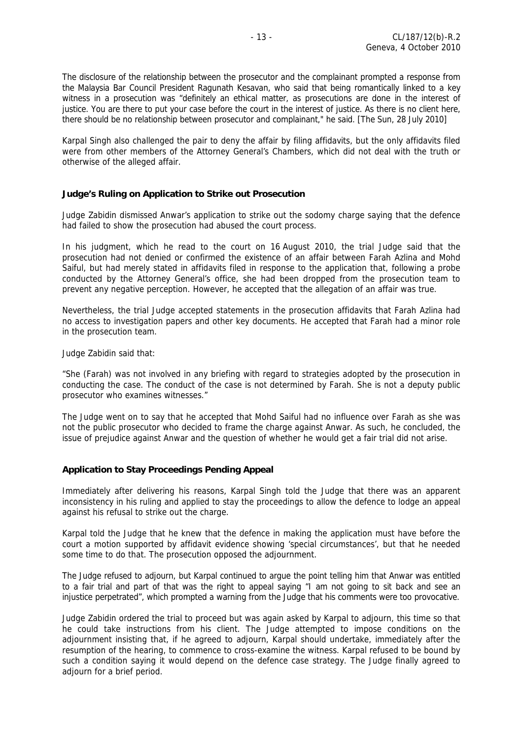The disclosure of the relationship between the prosecutor and the complainant prompted a response from the Malaysia Bar Council President Ragunath Kesavan, who said that being romantically linked to a key witness in a prosecution was "definitely an ethical matter, as prosecutions are done in the interest of justice. You are there to put your case before the court in the interest of justice. As there is no client here, there should be no relationship between prosecutor and complainant," he said. [The Sun, 28 July 2010]

Karpal Singh also challenged the pair to deny the affair by filing affidavits, but the only affidavits filed were from other members of the Attorney General's Chambers, which did not deal with the truth or otherwise of the alleged affair.

### Judge's Ruling on Application to Strike out Prosecution

Judge Zabidin dismissed Anwar's application to strike out the sodomy charge saying that the defence had failed to show the prosecution had abused the court process.

In his judgment, which he read to the court on 16 August 2010, the trial Judge said that the prosecution had not denied or confirmed the existence of an affair between Farah Azlina and Mohd Saiful, but had merely stated in affidavits filed in response to the application that, following a probe conducted by the Attorney General's office, she had been dropped from the prosecution team to prevent any negative perception. However, he accepted that the allegation of an affair was true.

Nevertheless, the trial Judge accepted statements in the prosecution affidavits that Farah Azlina had no access to investigation papers and other key documents. He accepted that Farah had a minor role in the prosecution team.

Judge Zabidin said that:

"She (Farah) was not involved in any briefing with regard to strategies adopted by the prosecution in conducting the case. The conduct of the case is not determined by Farah. She is not a deputy public prosecutor who examines witnesses."

The Judge went on to say that he accepted that Mohd Saiful had no influence over Farah as she was not the public prosecutor who decided to frame the charge against Anwar. As such, he concluded, the issue of prejudice against Anwar and the question of whether he would get a fair trial did not arise.

### Application to Stay Proceedings Pending Appeal

Immediately after delivering his reasons, Karpal Singh told the Judge that there was an apparent inconsistency in his ruling and applied to stay the proceedings to allow the defence to lodge an appeal against his refusal to strike out the charge.

Karpal told the Judge that he knew that the defence in making the application must have before the court a motion supported by affidavit evidence showing 'special circumstances', but that he needed some time to do that. The prosecution opposed the adjournment.

The Judge refused to adjourn, but Karpal continued to argue the point telling him that Anwar was entitled to a fair trial and part of that was the right to appeal saying "I am not going to sit back and see an injustice perpetrated", which prompted a warning from the Judge that his comments were too provocative.

Judge Zabidin ordered the trial to proceed but was again asked by Karpal to adjourn, this time so that he could take instructions from his client. The Judge attempted to impose conditions on the adjournment insisting that, if he agreed to adjourn, Karpal should undertake, immediately after the resumption of the hearing, to commence to cross-examine the witness. Karpal refused to be bound by such a condition saying it would depend on the defence case strategy. The Judge finally agreed to adjourn for a brief period.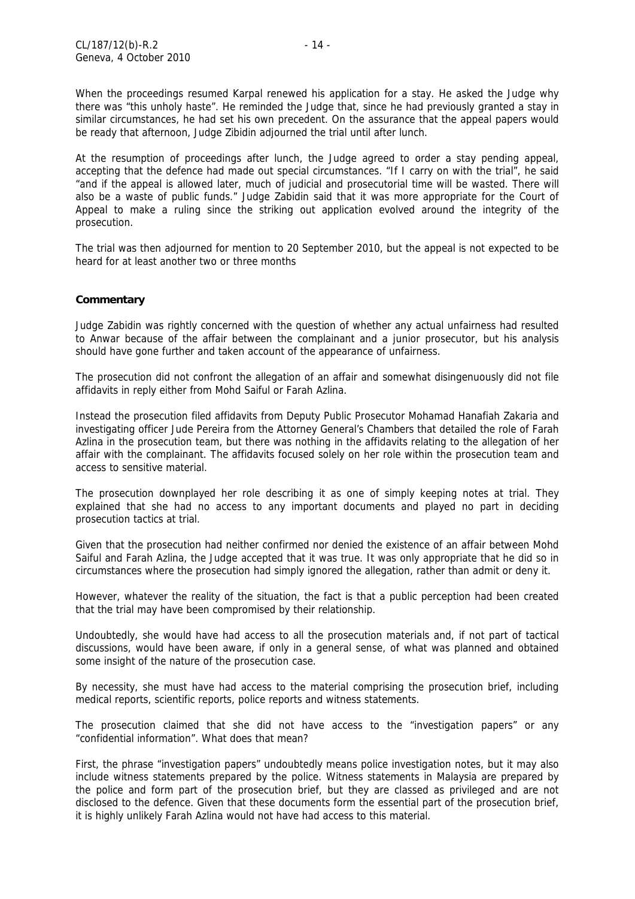When the proceedings resumed Karpal renewed his application for a stay. He asked the Judge why there was "this unholy haste". He reminded the Judge that, since he had previously granted a stay in similar circumstances, he had set his own precedent. On the assurance that the appeal papers would be ready that afternoon, Judge Zibidin adjourned the trial until after lunch.

At the resumption of proceedings after lunch, the Judge agreed to order a stay pending appeal, accepting that the defence had made out special circumstances. "If I carry on with the trial", he said "and if the appeal is allowed later, much of judicial and prosecutorial time will be wasted. There will also be a waste of public funds." Judge Zabidin said that it was more appropriate for the Court of Appeal to make a ruling since the striking out application evolved around the integrity of the prosecution.

The trial was then adjourned for mention to 20 September 2010, but the appeal is not expected to be heard for at least another two or three months

**Commentary**

Judge Zabidin was rightly concerned with the question of whether any actual unfairness had resulted to Anwar because of the affair between the complainant and a junior prosecutor, but his analysis should have gone further and taken account of the appearance of unfairness.

The prosecution did not confront the allegation of an affair and somewhat disingenuously did not file affidavits in reply either from Mohd Saiful or Farah Azlina.

Instead the prosecution filed affidavits from Deputy Public Prosecutor Mohamad Hanafiah Zakaria and investigating officer Jude Pereira from the Attorney General's Chambers that detailed the role of Farah Azlina in the prosecution team, but there was nothing in the affidavits relating to the allegation of her affair with the complainant. The affidavits focused solely on her role within the prosecution team and access to sensitive material.

The prosecution downplayed her role describing it as one of simply keeping notes at trial. They explained that she had no access to any important documents and played no part in deciding prosecution tactics at trial.

Given that the prosecution had neither confirmed nor denied the existence of an affair between Mohd Saiful and Farah Azlina, the Judge accepted that it was true. It was only appropriate that he did so in circumstances where the prosecution had simply ignored the allegation, rather than admit or deny it.

However, whatever the reality of the situation, the fact is that a public perception had been created that the trial may have been compromised by their relationship.

Undoubtedly, she would have had access to all the prosecution materials and, if not part of tactical discussions, would have been aware, if only in a general sense, of what was planned and obtained some insight of the nature of the prosecution case.

By necessity, she must have had access to the material comprising the prosecution brief, including medical reports, scientific reports, police reports and witness statements.

The prosecution claimed that she did not have access to the "investigation papers" or any "confidential information". What does that mean?

First, the phrase "investigation papers" undoubtedly means police investigation notes, but it may also include witness statements prepared by the police. Witness statements in Malaysia are prepared by the police and form part of the prosecution brief, but they are classed as privileged and are not disclosed to the defence. Given that these documents form the essential part of the prosecution brief, it is highly unlikely Farah Azlina would not have had access to this material.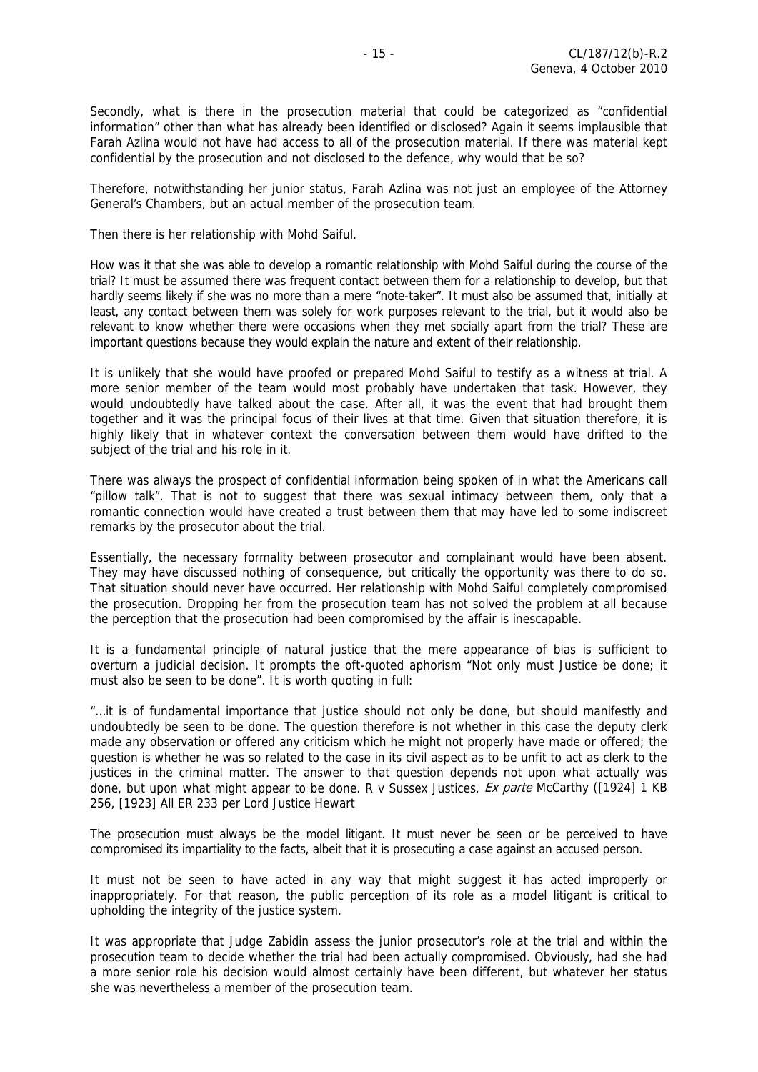Secondly, what is there in the prosecution material that could be categorized as "confidential information" other than what has already been identified or disclosed? Again it seems implausible that Farah Azlina would not have had access to all of the prosecution material. If there was material kept confidential by the prosecution and not disclosed to the defence, why would that be so?

Therefore, notwithstanding her junior status, Farah Azlina was not just an employee of the Attorney General's Chambers, but an actual member of the prosecution team.

Then there is her relationship with Mohd Saiful.

How was it that she was able to develop a romantic relationship with Mohd Saiful during the course of the trial? It must be assumed there was frequent contact between them for a relationship to develop, but that hardly seems likely if she was no more than a mere "note-taker". It must also be assumed that, initially at least, any contact between them was solely for work purposes relevant to the trial, but it would also be relevant to know whether there were occasions when they met socially apart from the trial? These are important questions because they would explain the nature and extent of their relationship.

It is unlikely that she would have proofed or prepared Mohd Saiful to testify as a witness at trial. A more senior member of the team would most probably have undertaken that task. However, they would undoubtedly have talked about the case. After all, it was the event that had brought them together and it was the principal focus of their lives at that time. Given that situation therefore, it is highly likely that in whatever context the conversation between them would have drifted to the subject of the trial and his role in it.

There was always the prospect of confidential information being spoken of in what the Americans call "pillow talk". That is not to suggest that there was sexual intimacy between them, only that a romantic connection would have created a trust between them that may have led to some indiscreet remarks by the prosecutor about the trial.

Essentially, the necessary formality between prosecutor and complainant would have been absent. They may have discussed nothing of consequence, but critically the opportunity was there to do so. That situation should never have occurred. Her relationship with Mohd Saiful completely compromised the prosecution. Dropping her from the prosecution team has not solved the problem at all because the perception that the prosecution had been compromised by the affair is inescapable.

It is a fundamental principle of natural justice that the mere appearance of bias is sufficient to overturn a judicial decision. It prompts the oft-quoted aphorism "Not only must Justice be done; it must also be seen to be done". It is worth quoting in full:

"…it is of fundamental importance that justice should not only be done, but should manifestly and undoubtedly be seen to be done. The question therefore is not whether in this case the deputy clerk made any observation or offered any criticism which he might not properly have made or offered; the question is whether he was so related to the case in its civil aspect as to be unfit to act as clerk to the justices in the criminal matter. The answer to that question depends not upon what actually was done, but upon what might appear to be done. R v Sussex Justices, *Ex parte* McCarthy ([1924] 1 KB 256, [1923] All ER 233 per Lord Justice Hewart

The prosecution must always be the model litigant. It must never be seen or be perceived to have compromised its impartiality to the facts, albeit that it is prosecuting a case against an accused person.

It must not be seen to have acted in any way that might suggest it has acted improperly or inappropriately. For that reason, the public perception of its role as a model litigant is critical to upholding the integrity of the justice system.

It was appropriate that Judge Zabidin assess the junior prosecutor's role at the trial and within the prosecution team to decide whether the trial had been actually compromised. Obviously, had she had a more senior role his decision would almost certainly have been different, but whatever her status she was nevertheless a member of the prosecution team.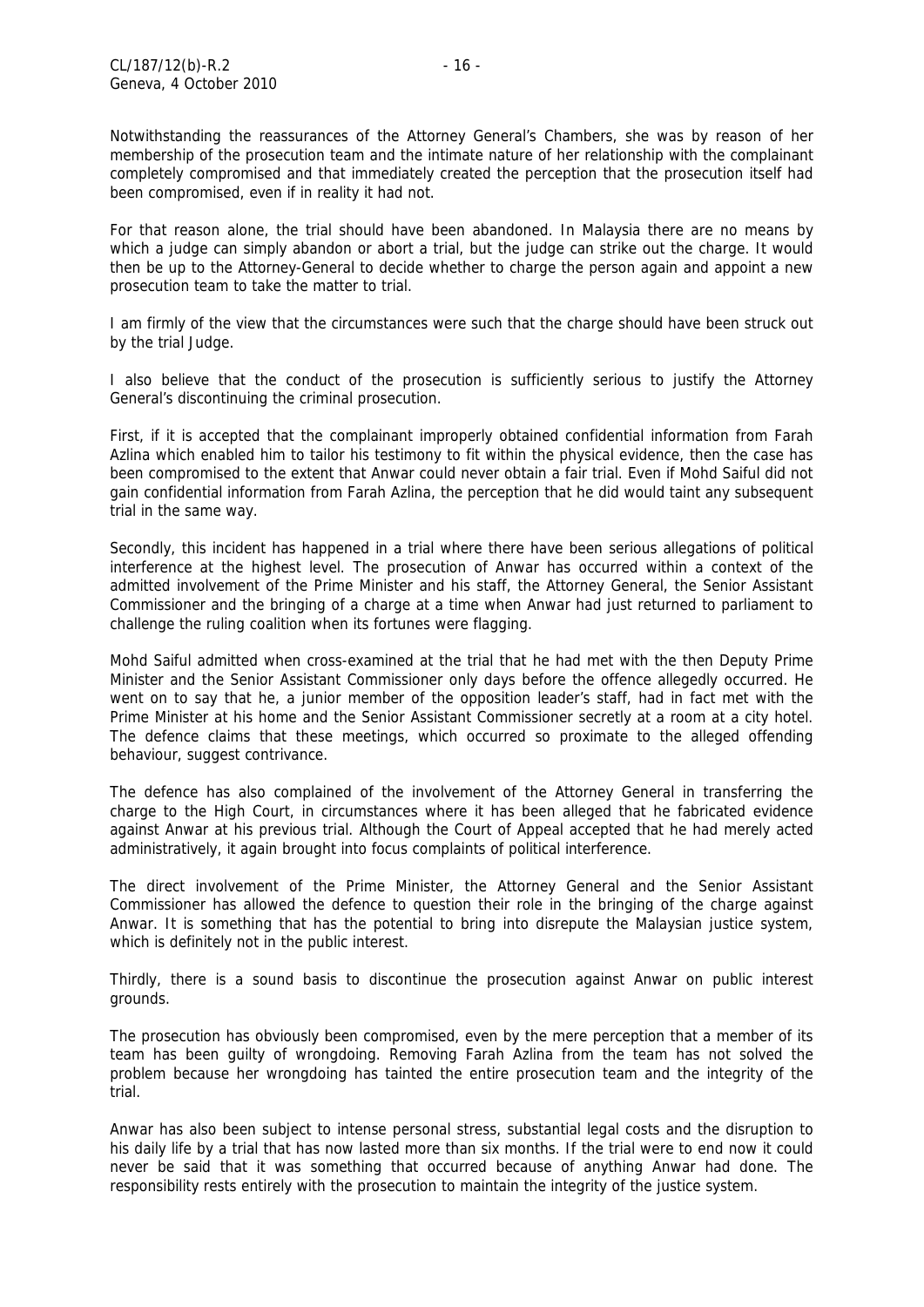Notwithstanding the reassurances of the Attorney General's Chambers, she was by reason of her membership of the prosecution team and the intimate nature of her relationship with the complainant completely compromised and that immediately created the perception that the prosecution itself had been compromised, even if in reality it had not.

For that reason alone, the trial should have been abandoned. In Malaysia there are no means by which a judge can simply abandon or abort a trial, but the judge can strike out the charge. It would then be up to the Attorney-General to decide whether to charge the person again and appoint a new prosecution team to take the matter to trial.

I am firmly of the view that the circumstances were such that the charge should have been struck out by the trial Judge.

I also believe that the conduct of the prosecution is sufficiently serious to justify the Attorney General's discontinuing the criminal prosecution.

First, if it is accepted that the complainant improperly obtained confidential information from Farah Azlina which enabled him to tailor his testimony to fit within the physical evidence, then the case has been compromised to the extent that Anwar could never obtain a fair trial. Even if Mohd Saiful did not gain confidential information from Farah Azlina, the perception that he did would taint any subsequent trial in the same way.

Secondly, this incident has happened in a trial where there have been serious allegations of political interference at the highest level. The prosecution of Anwar has occurred within a context of the admitted involvement of the Prime Minister and his staff, the Attorney General, the Senior Assistant Commissioner and the bringing of a charge at a time when Anwar had just returned to parliament to challenge the ruling coalition when its fortunes were flagging.

Mohd Saiful admitted when cross-examined at the trial that he had met with the then Deputy Prime Minister and the Senior Assistant Commissioner only days before the offence allegedly occurred. He went on to say that he, a junior member of the opposition leader's staff, had in fact met with the Prime Minister at his home and the Senior Assistant Commissioner secretly at a room at a city hotel. The defence claims that these meetings, which occurred so proximate to the alleged offending behaviour, suggest contrivance.

The defence has also complained of the involvement of the Attorney General in transferring the charge to the High Court, in circumstances where it has been alleged that he fabricated evidence against Anwar at his previous trial. Although the Court of Appeal accepted that he had merely acted administratively, it again brought into focus complaints of political interference.

The direct involvement of the Prime Minister, the Attorney General and the Senior Assistant Commissioner has allowed the defence to question their role in the bringing of the charge against Anwar. It is something that has the potential to bring into disrepute the Malaysian justice system, which is definitely not in the public interest.

Thirdly, there is a sound basis to discontinue the prosecution against Anwar on public interest grounds.

The prosecution has obviously been compromised, even by the mere perception that a member of its team has been guilty of wrongdoing. Removing Farah Azlina from the team has not solved the problem because her wrongdoing has tainted the entire prosecution team and the integrity of the trial.

Anwar has also been subject to intense personal stress, substantial legal costs and the disruption to his daily life by a trial that has now lasted more than six months. If the trial were to end now it could never be said that it was something that occurred because of anything Anwar had done. The responsibility rests entirely with the prosecution to maintain the integrity of the justice system.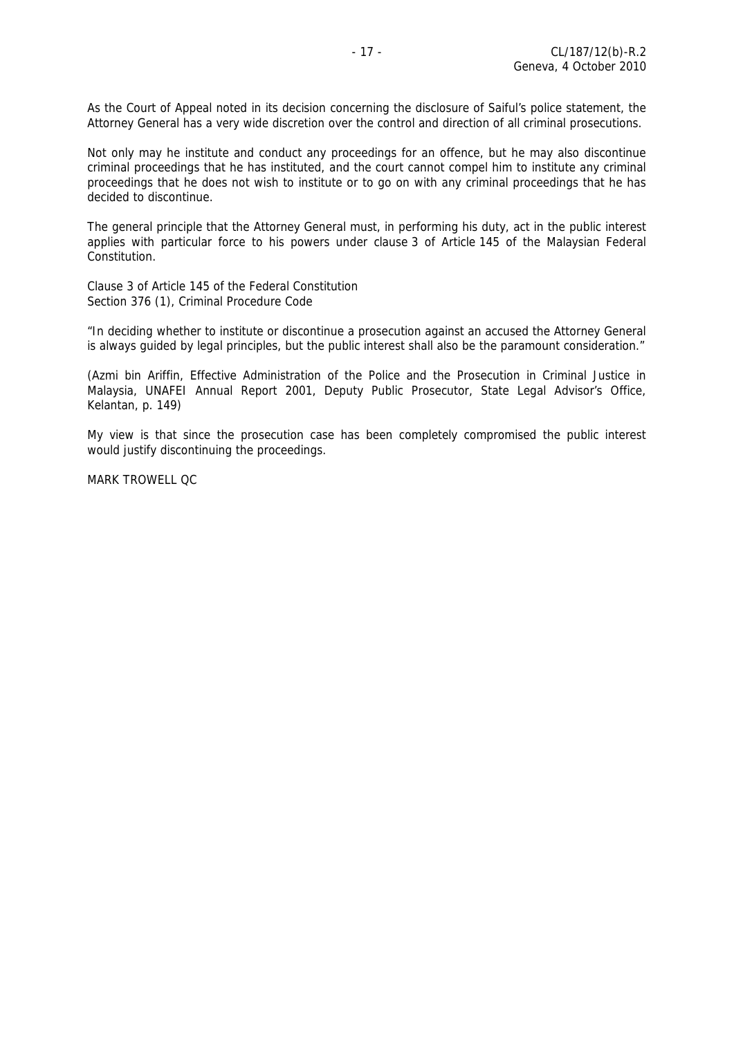As the Court of Appeal noted in its decision concerning the disclosure of Saiful's police statement, the Attorney General has a very wide discretion over the control and direction of all criminal prosecutions.

Not only may he institute and conduct any proceedings for an offence, but he may also discontinue criminal proceedings that he has instituted, and the court cannot compel him to institute any criminal proceedings that he does not wish to institute or to go on with any criminal proceedings that he has decided to discontinue.

The general principle that the Attorney General must, in performing his duty, act in the public interest applies with particular force to his powers under clause 3 of Article 145 of the Malaysian Federal Constitution.

Clause 3 of Article 145 of the Federal Constitution
Section 376 (1), Criminal Procedure Code

"In deciding whether to institute or discontinue a prosecution against an accused the Attorney General is always guided by legal principles, but the public interest shall also be the paramount consideration."

(Azmi bin Ariffin, Effective Administration of the Police and the Prosecution in Criminal Justice in Malaysia, UNAFEI Annual Report 2001, Deputy Public Prosecutor, State Legal Advisor's Office, Kelantan, p. 149)

My view is that since the prosecution case has been completely compromised the public interest would justify discontinuing the proceedings.

MARK TROWELL QC